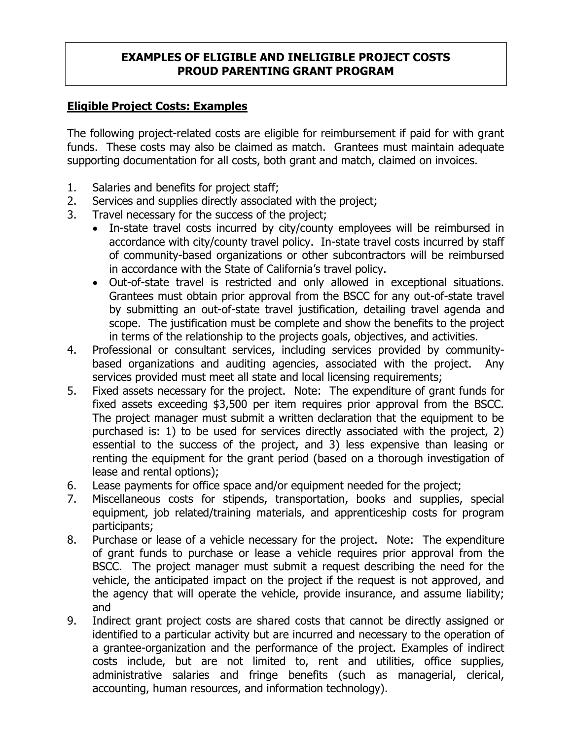# EXAMPLES OF ELIGIBLE AND INELIGIBLE PROJECT COSTS
# PROUD PARENTING GRANT PROGRAM

## Eligible Project Costs: Examples

The following project-related costs are eligible for reimbursement if paid for with grant funds. These costs may also be claimed as match. Grantees must maintain adequate supporting documentation for all costs, both grant and match, claimed on invoices.

1. Salaries and benefits for project staff;
2. Services and supplies directly associated with the project;
3. Travel necessary for the success of the project;
   - In-state travel costs incurred by city/county employees will be reimbursed in accordance with city/county travel policy. In-state travel costs incurred by staff of community-based organizations or other subcontractors will be reimbursed in accordance with the State of California's travel policy.
   - Out-of-state travel is restricted and only allowed in exceptional situations. Grantees must obtain prior approval from the BSCC for any out-of-state travel by submitting an out-of-state travel justification, detailing travel agenda and scope. The justification must be complete and show the benefits to the project in terms of the relationship to the projects goals, objectives, and activities.
4. Professional or consultant services, including services provided by community-based organizations and auditing agencies, associated with the project. Any services provided must meet all state and local licensing requirements;
5. Fixed assets necessary for the project. Note: The expenditure of grant funds for fixed assets exceeding $3,500 per item requires prior approval from the BSCC. The project manager must submit a written declaration that the equipment to be purchased is: 1) to be used for services directly associated with the project, 2) essential to the success of the project, and 3) less expensive than leasing or renting the equipment for the grant period (based on a thorough investigation of lease and rental options);
6. Lease payments for office space and/or equipment needed for the project;
7. Miscellaneous costs for stipends, transportation, books and supplies, special equipment, job related/training materials, and apprenticeship costs for program participants;
8. Purchase or lease of a vehicle necessary for the project. Note: The expenditure of grant funds to purchase or lease a vehicle requires prior approval from the BSCC. The project manager must submit a request describing the need for the vehicle, the anticipated impact on the project if the request is not approved, and the agency that will operate the vehicle, provide insurance, and assume liability; and
9. Indirect grant project costs are shared costs that cannot be directly assigned or identified to a particular activity but are incurred and necessary to the operation of a grantee-organization and the performance of the project. Examples of indirect costs include, but are not limited to, rent and utilities, office supplies, administrative salaries and fringe benefits (such as managerial, clerical, accounting, human resources, and information technology).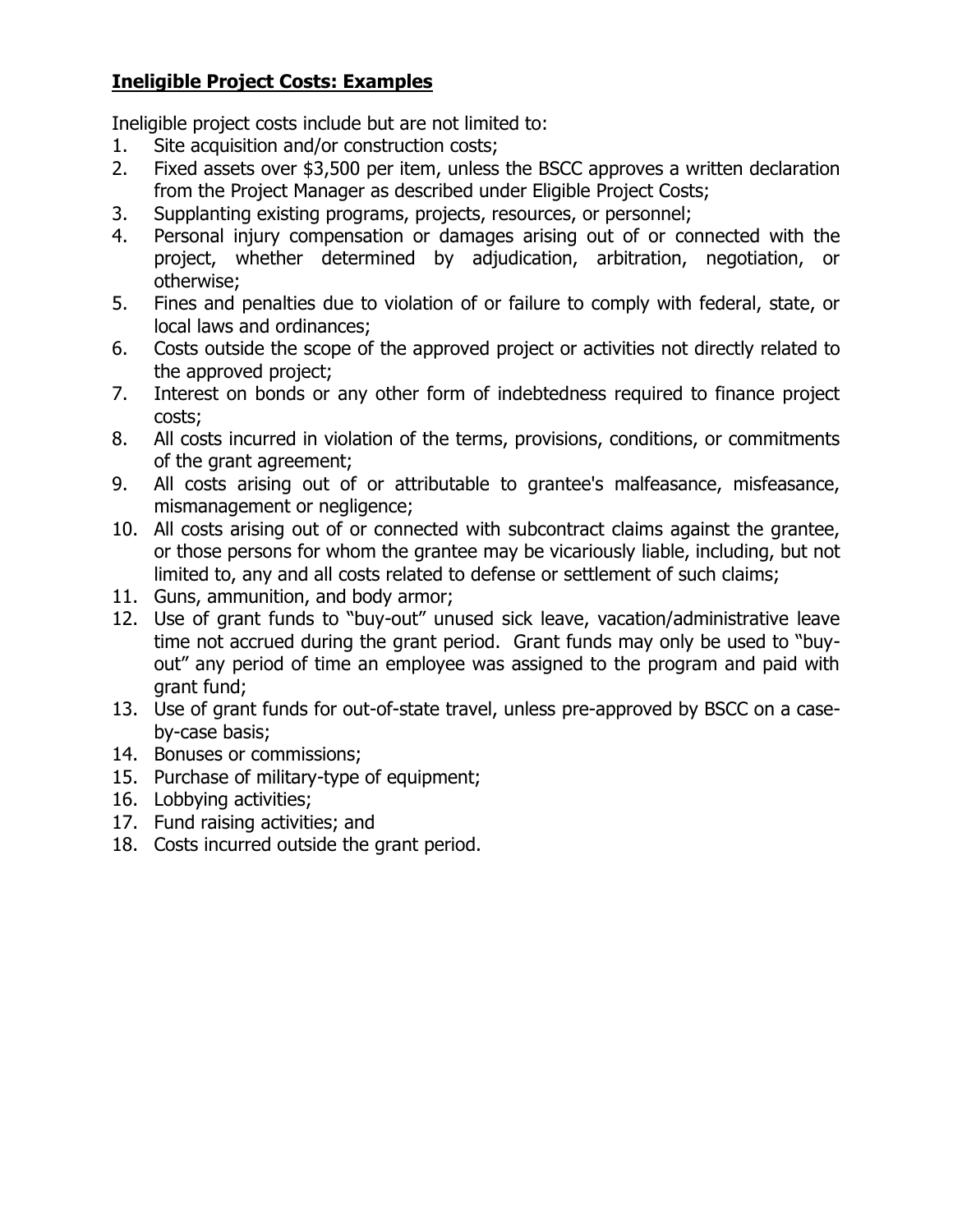**<u>Ineligible Project Costs: Examples</u>**

Ineligible project costs include but are not limited to:

1. Site acquisition and/or construction costs;
2. Fixed assets over $3,500 per item, unless the BSCC approves a written declaration from the Project Manager as described under Eligible Project Costs;
3. Supplanting existing programs, projects, resources, or personnel;
4. Personal injury compensation or damages arising out of or connected with the project, whether determined by adjudication, arbitration, negotiation, or otherwise;
5. Fines and penalties due to violation of or failure to comply with federal, state, or local laws and ordinances;
6. Costs outside the scope of the approved project or activities not directly related to the approved project;
7. Interest on bonds or any other form of indebtedness required to finance project costs;
8. All costs incurred in violation of the terms, provisions, conditions, or commitments of the grant agreement;
9. All costs arising out of or attributable to grantee's malfeasance, misfeasance, mismanagement or negligence;
10. All costs arising out of or connected with subcontract claims against the grantee, or those persons for whom the grantee may be vicariously liable, including, but not limited to, any and all costs related to defense or settlement of such claims;
11. Guns, ammunition, and body armor;
12. Use of grant funds to "buy-out" unused sick leave, vacation/administrative leave time not accrued during the grant period. Grant funds may only be used to "buy-out" any period of time an employee was assigned to the program and paid with grant fund;
13. Use of grant funds for out-of-state travel, unless pre-approved by BSCC on a case-by-case basis;
14. Bonuses or commissions;
15. Purchase of military-type of equipment;
16. Lobbying activities;
17. Fund raising activities; and
18. Costs incurred outside the grant period.